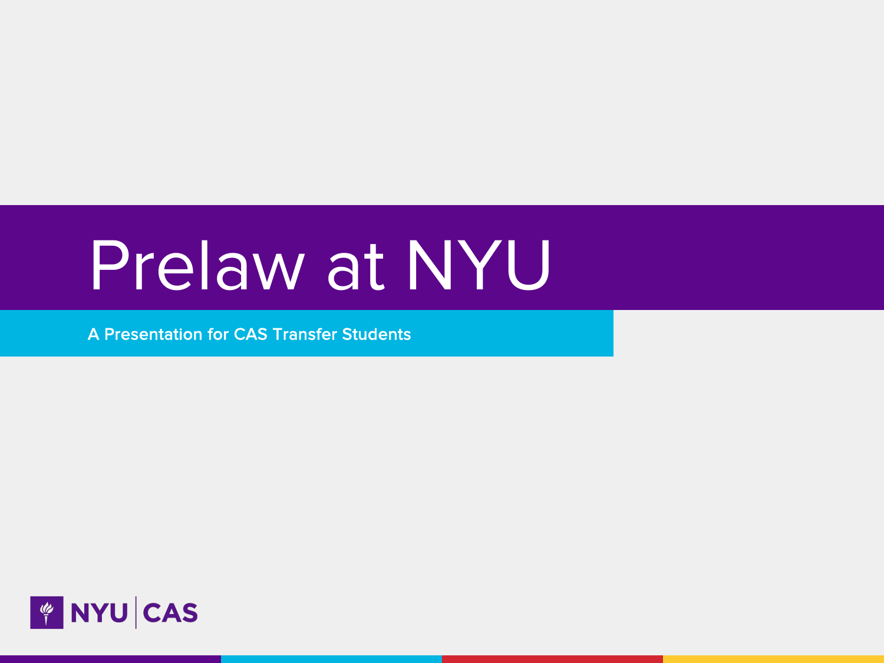# Prelaw at NYU

A Presentation for CAS Transfer Students

NYU | CAS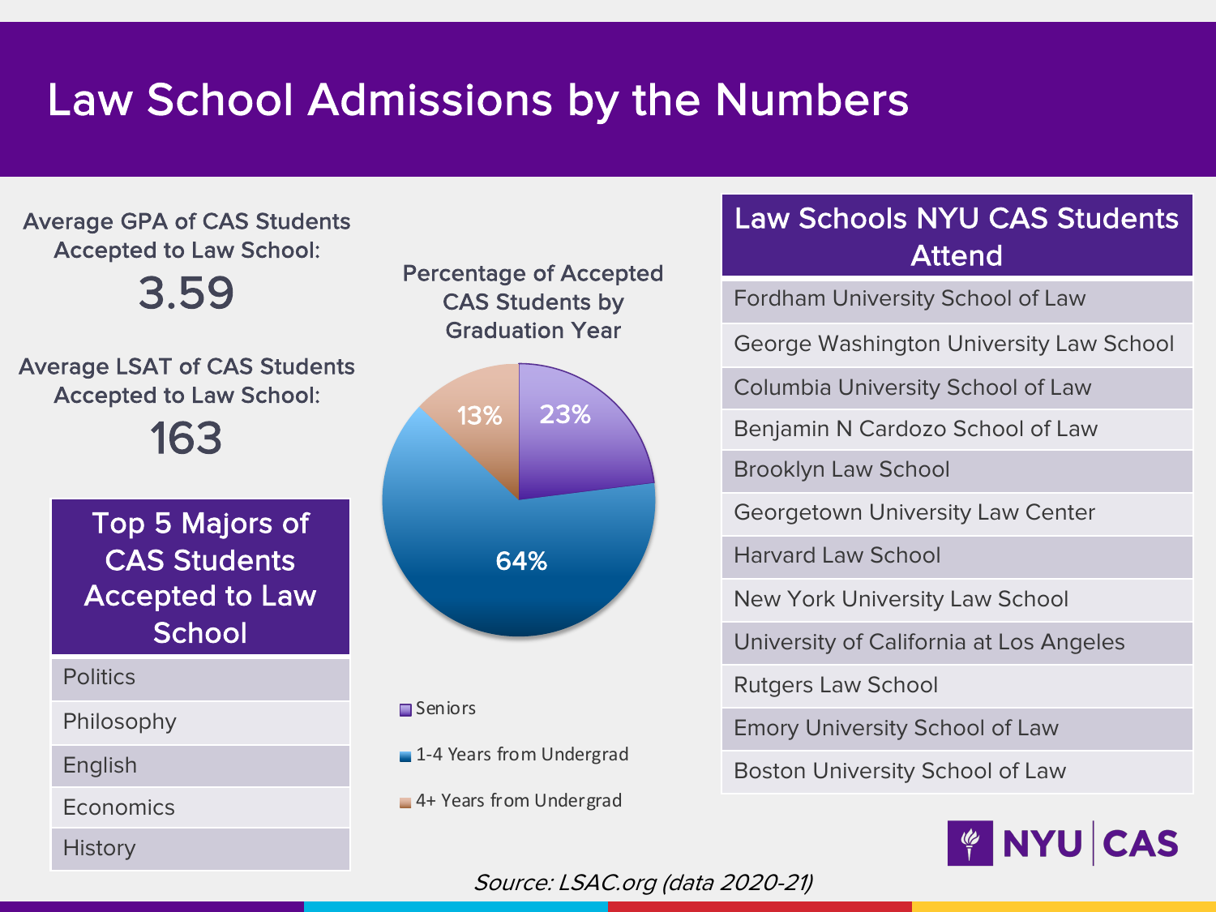# Law School Admissions by the Numbers

Average GPA of CAS Students Accepted to Law School:

**3.59**

Average LSAT of CAS Students Accepted to Law School:

**163**

| Top 5 Majors of CAS Students Accepted to Law School |
| --- |
| Politics |
| Philosophy |
| English |
| Economics |
| History |

## Percentage of Accepted CAS Students by Graduation Year

- Seniors: 23%
- 1-4 Years from Undergrad: 64%
- 4+ Years from Undergrad: 13%

| Law Schools NYU CAS Students Attend |
| --- |
| Fordham University School of Law |
| George Washington University Law School |
| Columbia University School of Law |
| Benjamin N Cardozo School of Law |
| Brooklyn Law School |
| Georgetown University Law Center |
| Harvard Law School |
| New York University Law School |
| University of California at Los Angeles |
| Rutgers Law School |
| Emory University School of Law |
| Boston University School of Law |

NYU | CAS

*Source: LSAC.org (data 2020-21)*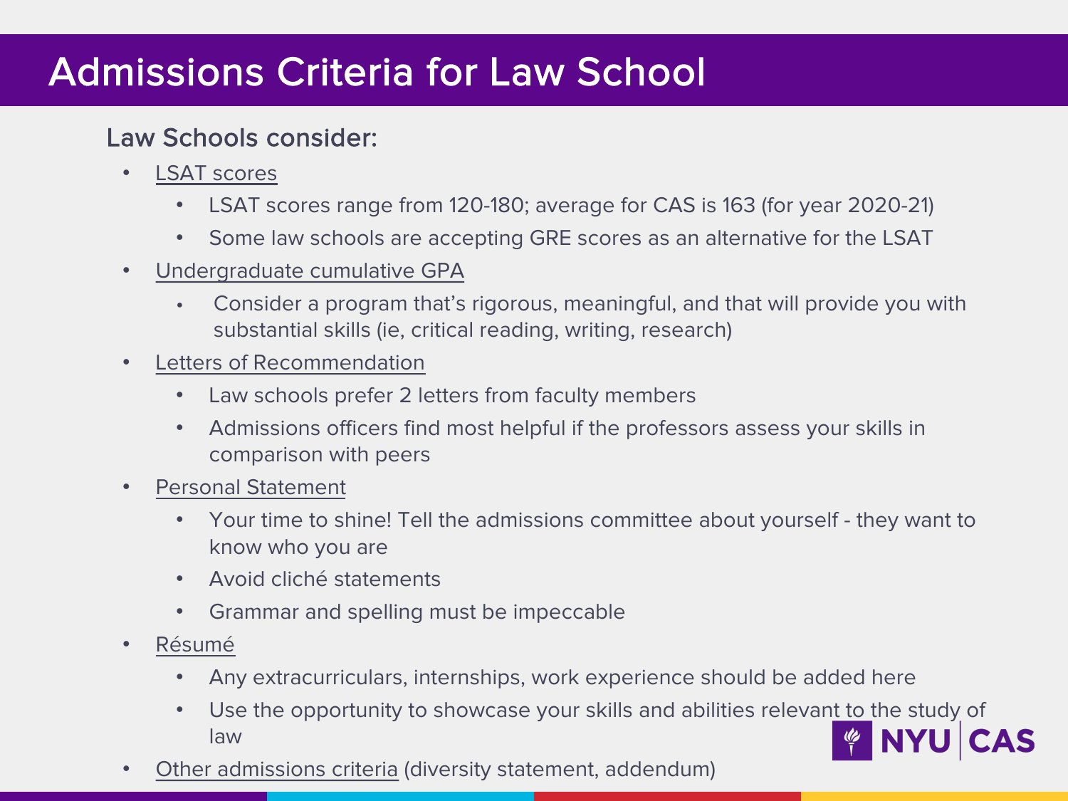# Admissions Criteria for Law School

## Law Schools consider:

- LSAT scores
  - LSAT scores range from 120-180; average for CAS is 163 (for year 2020-21)
  - Some law schools are accepting GRE scores as an alternative for the LSAT
- Undergraduate cumulative GPA
  - Consider a program that's rigorous, meaningful, and that will provide you with substantial skills (ie, critical reading, writing, research)
- Letters of Recommendation
  - Law schools prefer 2 letters from faculty members
  - Admissions officers find most helpful if the professors assess your skills in comparison with peers
- Personal Statement
  - Your time to shine! Tell the admissions committee about yourself - they want to know who you are
  - Avoid cliché statements
  - Grammar and spelling must be impeccable
- Résumé
  - Any extracurriculars, internships, work experience should be added here
  - Use the opportunity to showcase your skills and abilities relevant to the study of law
- Other admissions criteria (diversity statement, addendum)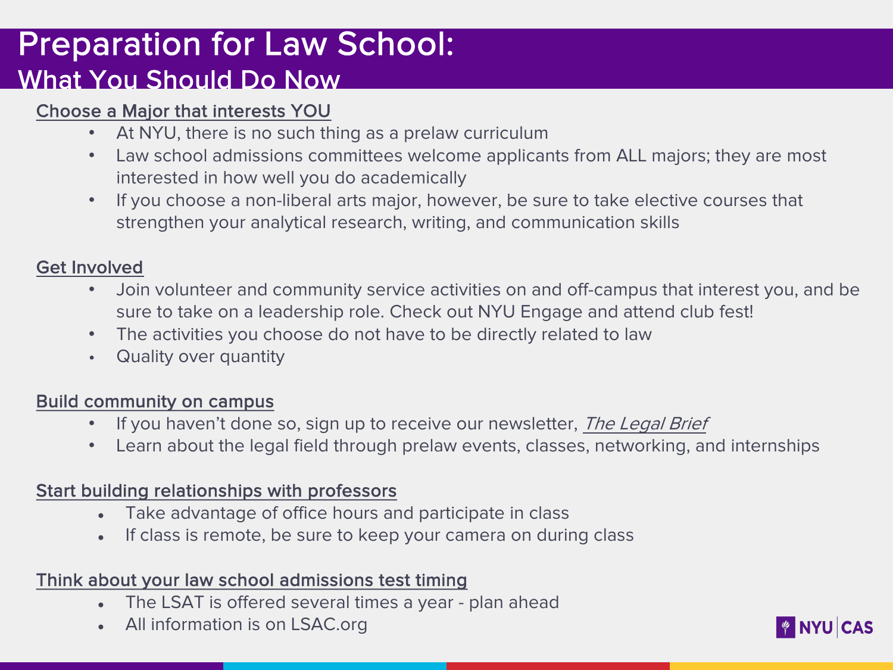# Preparation for Law School:
## What You Should Do Now

### Choose a Major that interests YOU

- At NYU, there is no such thing as a prelaw curriculum
- Law school admissions committees welcome applicants from ALL majors; they are most interested in how well you do academically
- If you choose a non-liberal arts major, however, be sure to take elective courses that strengthen your analytical research, writing, and communication skills

### Get Involved

- Join volunteer and community service activities on and off-campus that interest you, and be sure to take on a leadership role. Check out NYU Engage and attend club fest!
- The activities you choose do not have to be directly related to law
- Quality over quantity

### Build community on campus

- If you haven't done so, sign up to receive our newsletter, *The Legal Brief*
- Learn about the legal field through prelaw events, classes, networking, and internships

### Start building relationships with professors

- Take advantage of office hours and participate in class
- If class is remote, be sure to keep your camera on during class

### Think about your law school admissions test timing

- The LSAT is offered several times a year - plan ahead
- All information is on LSAC.org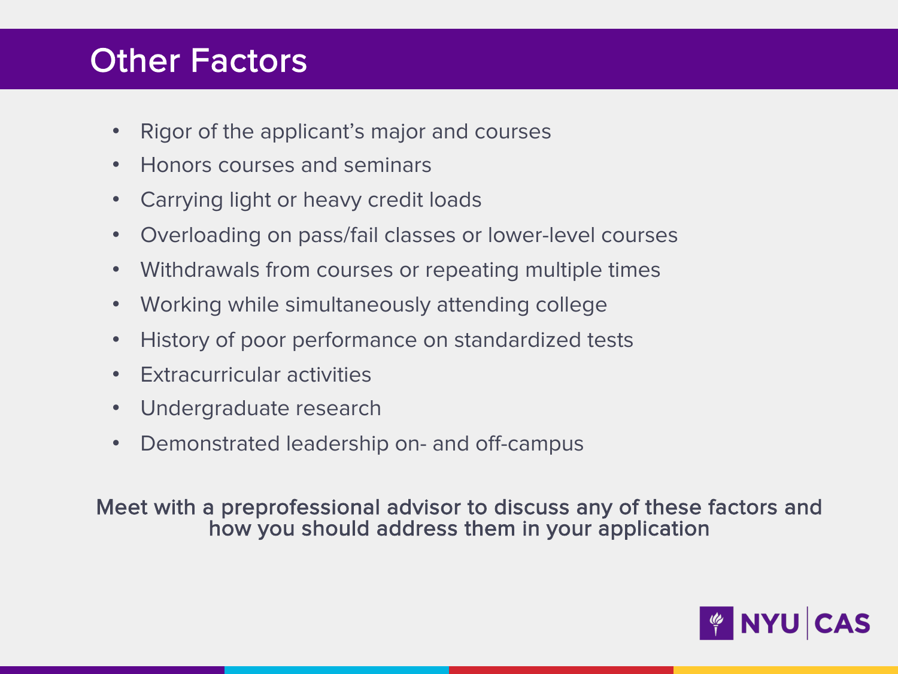# Other Factors

- Rigor of the applicant's major and courses
- Honors courses and seminars
- Carrying light or heavy credit loads
- Overloading on pass/fail classes or lower-level courses
- Withdrawals from courses or repeating multiple times
- Working while simultaneously attending college
- History of poor performance on standardized tests
- Extracurricular activities
- Undergraduate research
- Demonstrated leadership on- and off-campus

**Meet with a preprofessional advisor to discuss any of these factors and how you should address them in your application**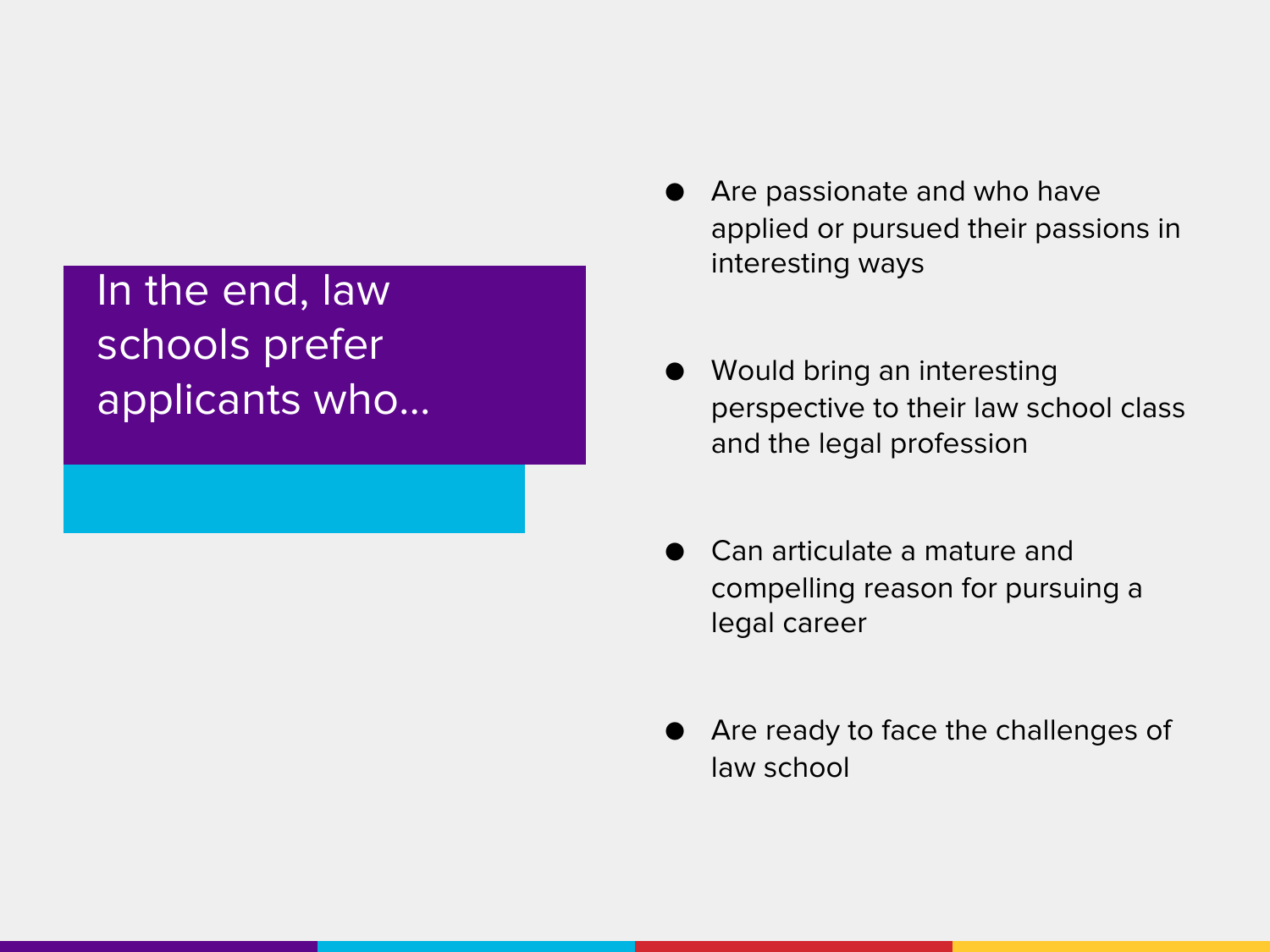## In the end, law schools prefer applicants who…

- Are passionate and who have applied or pursued their passions in interesting ways
- Would bring an interesting perspective to their law school class and the legal profession
- Can articulate a mature and compelling reason for pursuing a legal career
- Are ready to face the challenges of law school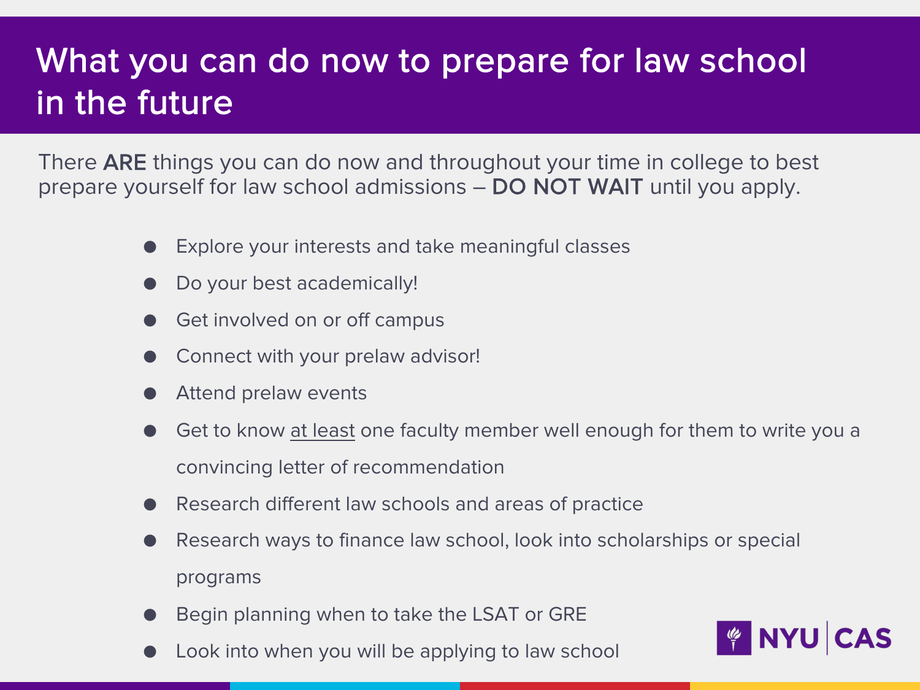# What you can do now to prepare for law school in the future

There **ARE** things you can do now and throughout your time in college to best prepare yourself for law school admissions – **DO NOT WAIT** until you apply.

- Explore your interests and take meaningful classes
- Do your best academically!
- Get involved on or off campus
- Connect with your prelaw advisor!
- Attend prelaw events
- Get to know <u>at least</u> one faculty member well enough for them to write you a convincing letter of recommendation
- Research different law schools and areas of practice
- Research ways to finance law school, look into scholarships or special programs
- Begin planning when to take the LSAT or GRE
- Look into when you will be applying to law school

NYU | CAS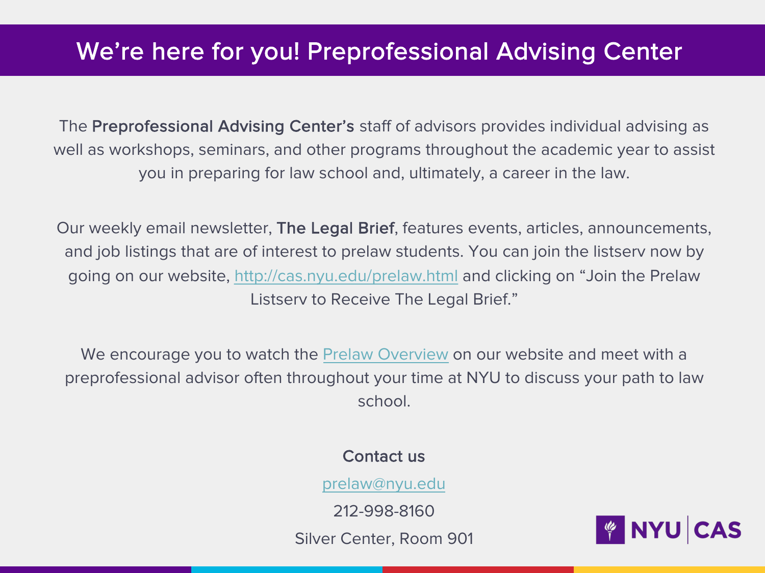# We're here for you! Preprofessional Advising Center

The **Preprofessional Advising Center's** staff of advisors provides individual advising as well as workshops, seminars, and other programs throughout the academic year to assist you in preparing for law school and, ultimately, a career in the law.

Our weekly email newsletter, **The Legal Brief**, features events, articles, announcements, and job listings that are of interest to prelaw students. You can join the listserv now by going on our website, http://cas.nyu.edu/prelaw.html and clicking on "Join the Prelaw Listserv to Receive The Legal Brief."

We encourage you to watch the Prelaw Overview on our website and meet with a preprofessional advisor often throughout your time at NYU to discuss your path to law school.

**Contact us**

prelaw@nyu.edu

212-998-8160

Silver Center, Room 901

NYU | CAS